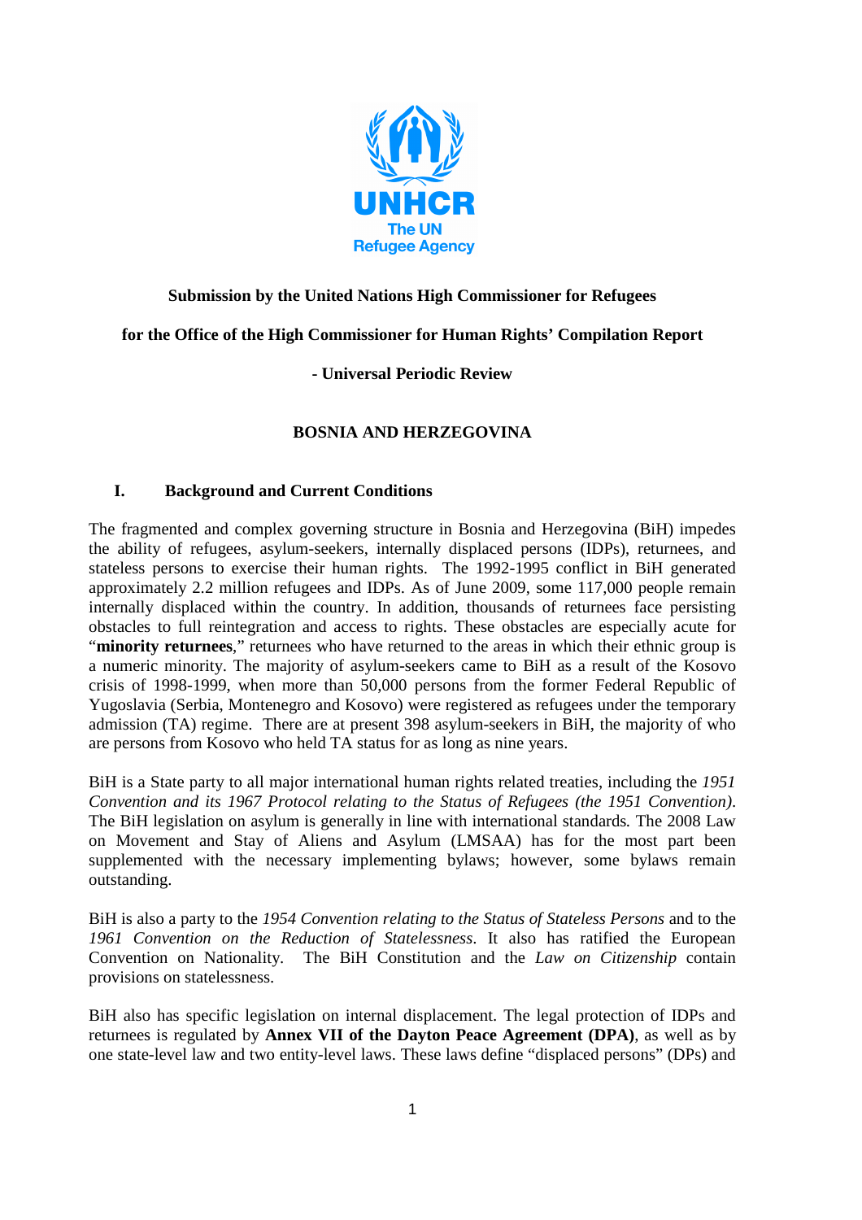**Submission by the United Nations High Commissioner for Refugees**

**for the Office of the High Commissioner for Human Rights' Compilation Report**

**- Universal Periodic Review**

**BOSNIA AND HERZEGOVINA**

## I. Background and Current Conditions

The fragmented and complex governing structure in Bosnia and Herzegovina (BiH) impedes the ability of refugees, asylum-seekers, internally displaced persons (IDPs), returnees, and stateless persons to exercise their human rights. The 1992-1995 conflict in BiH generated approximately 2.2 million refugees and IDPs. As of June 2009, some 117,000 people remain internally displaced within the country. In addition, thousands of returnees face persisting obstacles to full reintegration and access to rights. These obstacles are especially acute for "**minority returnees**," returnees who have returned to the areas in which their ethnic group is a numeric minority. The majority of asylum-seekers came to BiH as a result of the Kosovo crisis of 1998-1999, when more than 50,000 persons from the former Federal Republic of Yugoslavia (Serbia, Montenegro and Kosovo) were registered as refugees under the temporary admission (TA) regime. There are at present 398 asylum-seekers in BiH, the majority of who are persons from Kosovo who held TA status for as long as nine years.

BiH is a State party to all major international human rights related treaties, including the *1951 Convention and its 1967 Protocol relating to the Status of Refugees (the 1951 Convention)*. The BiH legislation on asylum is generally in line with international standards. The 2008 Law on Movement and Stay of Aliens and Asylum (LMSAA) has for the most part been supplemented with the necessary implementing bylaws; however, some bylaws remain outstanding.

BiH is also a party to the *1954 Convention relating to the Status of Stateless Persons* and to the *1961 Convention on the Reduction of Statelessness*. It also has ratified the European Convention on Nationality. The BiH Constitution and the *Law on Citizenship* contain provisions on statelessness.

BiH also has specific legislation on internal displacement. The legal protection of IDPs and returnees is regulated by **Annex VII of the Dayton Peace Agreement (DPA)**, as well as by one state-level law and two entity-level laws. These laws define "displaced persons" (DPs) and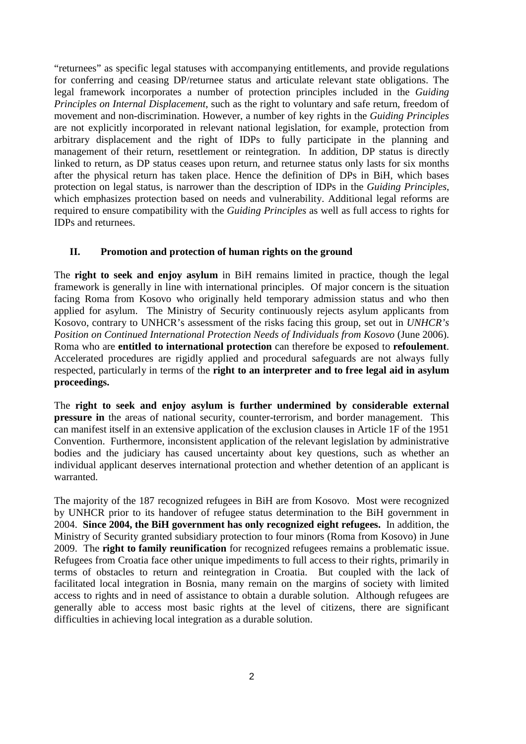"returnees" as specific legal statuses with accompanying entitlements, and provide regulations for conferring and ceasing DP/returnee status and articulate relevant state obligations. The legal framework incorporates a number of protection principles included in the *Guiding Principles on Internal Displacement*, such as the right to voluntary and safe return, freedom of movement and non-discrimination. However, a number of key rights in the *Guiding Principles* are not explicitly incorporated in relevant national legislation, for example, protection from arbitrary displacement and the right of IDPs to fully participate in the planning and management of their return, resettlement or reintegration. In addition, DP status is directly linked to return, as DP status ceases upon return, and returnee status only lasts for six months after the physical return has taken place. Hence the definition of DPs in BiH, which bases protection on legal status, is narrower than the description of IDPs in the *Guiding Principles*, which emphasizes protection based on needs and vulnerability. Additional legal reforms are required to ensure compatibility with the *Guiding Principles* as well as full access to rights for IDPs and returnees.

## II. Promotion and protection of human rights on the ground

The **right to seek and enjoy asylum** in BiH remains limited in practice, though the legal framework is generally in line with international principles. Of major concern is the situation facing Roma from Kosovo who originally held temporary admission status and who then applied for asylum. The Ministry of Security continuously rejects asylum applicants from Kosovo, contrary to UNHCR's assessment of the risks facing this group, set out in *UNHCR's Position on Continued International Protection Needs of Individuals from Kosovo* (June 2006). Roma who are **entitled to international protection** can therefore be exposed to **refoulement**. Accelerated procedures are rigidly applied and procedural safeguards are not always fully respected, particularly in terms of the **right to an interpreter and to free legal aid in asylum proceedings.**

The **right to seek and enjoy asylum is further undermined by considerable external pressure in** the areas of national security, counter-terrorism, and border management. This can manifest itself in an extensive application of the exclusion clauses in Article 1F of the 1951 Convention. Furthermore, inconsistent application of the relevant legislation by administrative bodies and the judiciary has caused uncertainty about key questions, such as whether an individual applicant deserves international protection and whether detention of an applicant is warranted.

The majority of the 187 recognized refugees in BiH are from Kosovo. Most were recognized by UNHCR prior to its handover of refugee status determination to the BiH government in 2004. **Since 2004, the BiH government has only recognized eight refugees.** In addition, the Ministry of Security granted subsidiary protection to four minors (Roma from Kosovo) in June 2009. The **right to family reunification** for recognized refugees remains a problematic issue. Refugees from Croatia face other unique impediments to full access to their rights, primarily in terms of obstacles to return and reintegration in Croatia. But coupled with the lack of facilitated local integration in Bosnia, many remain on the margins of society with limited access to rights and in need of assistance to obtain a durable solution. Although refugees are generally able to access most basic rights at the level of citizens, there are significant difficulties in achieving local integration as a durable solution.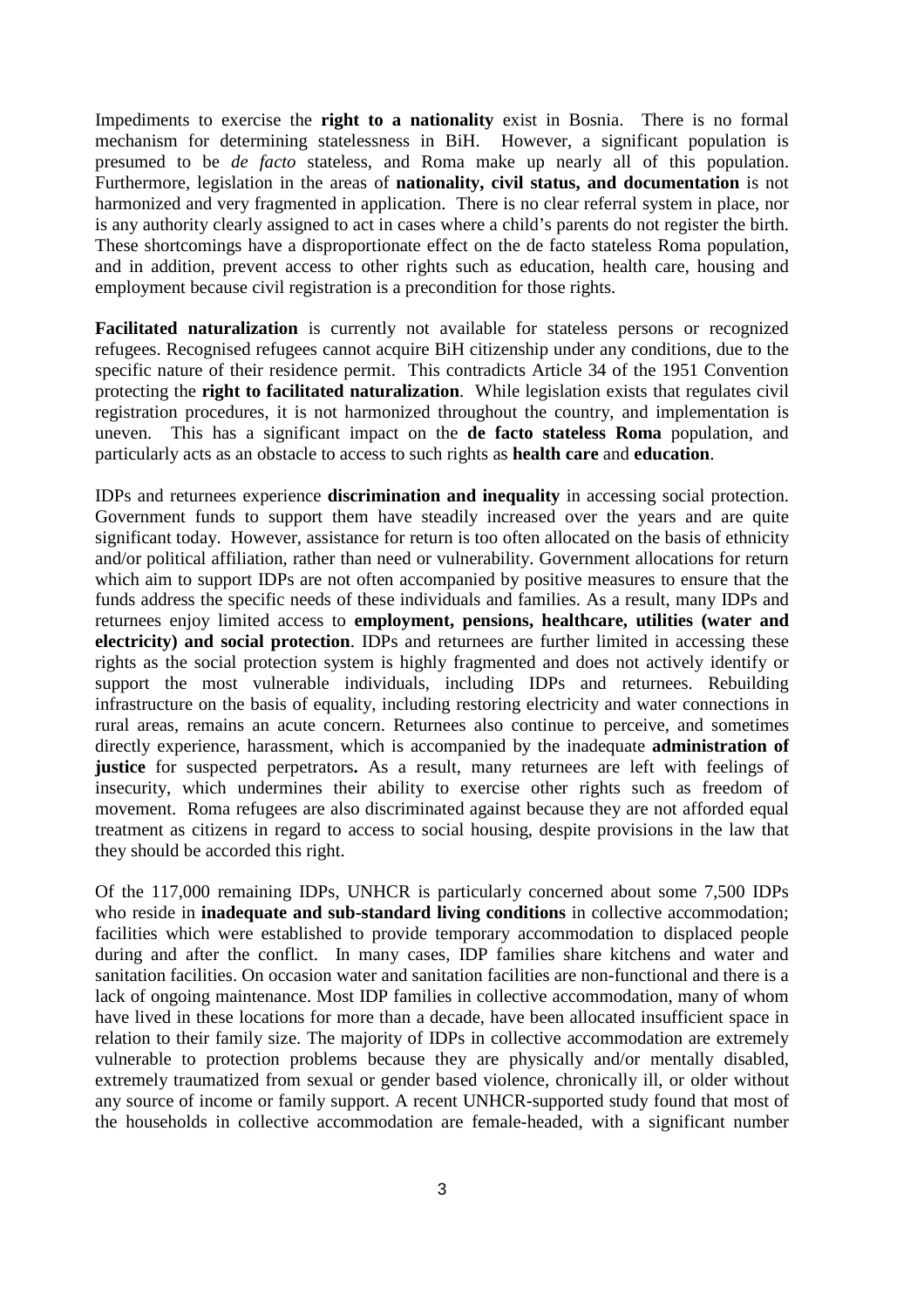Impediments to exercise the **right to a nationality** exist in Bosnia. There is no formal mechanism for determining statelessness in BiH. However, a significant population is presumed to be *de facto* stateless, and Roma make up nearly all of this population. Furthermore, legislation in the areas of **nationality, civil status, and documentation** is not harmonized and very fragmented in application. There is no clear referral system in place, nor is any authority clearly assigned to act in cases where a child's parents do not register the birth. These shortcomings have a disproportionate effect on the de facto stateless Roma population, and in addition, prevent access to other rights such as education, health care, housing and employment because civil registration is a precondition for those rights.

**Facilitated naturalization** is currently not available for stateless persons or recognized refugees. Recognised refugees cannot acquire BiH citizenship under any conditions, due to the specific nature of their residence permit. This contradicts Article 34 of the 1951 Convention protecting the **right to facilitated naturalization**. While legislation exists that regulates civil registration procedures, it is not harmonized throughout the country, and implementation is uneven. This has a significant impact on the **de facto stateless Roma** population, and particularly acts as an obstacle to access to such rights as **health care** and **education**.

IDPs and returnees experience **discrimination and inequality** in accessing social protection. Government funds to support them have steadily increased over the years and are quite significant today. However, assistance for return is too often allocated on the basis of ethnicity and/or political affiliation, rather than need or vulnerability. Government allocations for return which aim to support IDPs are not often accompanied by positive measures to ensure that the funds address the specific needs of these individuals and families. As a result, many IDPs and returnees enjoy limited access to **employment, pensions, healthcare, utilities (water and electricity) and social protection**. IDPs and returnees are further limited in accessing these rights as the social protection system is highly fragmented and does not actively identify or support the most vulnerable individuals, including IDPs and returnees. Rebuilding infrastructure on the basis of equality, including restoring electricity and water connections in rural areas, remains an acute concern. Returnees also continue to perceive, and sometimes directly experience, harassment, which is accompanied by the inadequate **administration of justice** for suspected perpetrators**.** As a result, many returnees are left with feelings of insecurity, which undermines their ability to exercise other rights such as freedom of movement. Roma refugees are also discriminated against because they are not afforded equal treatment as citizens in regard to access to social housing, despite provisions in the law that they should be accorded this right.

Of the 117,000 remaining IDPs, UNHCR is particularly concerned about some 7,500 IDPs who reside in **inadequate and sub-standard living conditions** in collective accommodation; facilities which were established to provide temporary accommodation to displaced people during and after the conflict. In many cases, IDP families share kitchens and water and sanitation facilities. On occasion water and sanitation facilities are non-functional and there is a lack of ongoing maintenance. Most IDP families in collective accommodation, many of whom have lived in these locations for more than a decade, have been allocated insufficient space in relation to their family size. The majority of IDPs in collective accommodation are extremely vulnerable to protection problems because they are physically and/or mentally disabled, extremely traumatized from sexual or gender based violence, chronically ill, or older without any source of income or family support. A recent UNHCR-supported study found that most of the households in collective accommodation are female-headed, with a significant number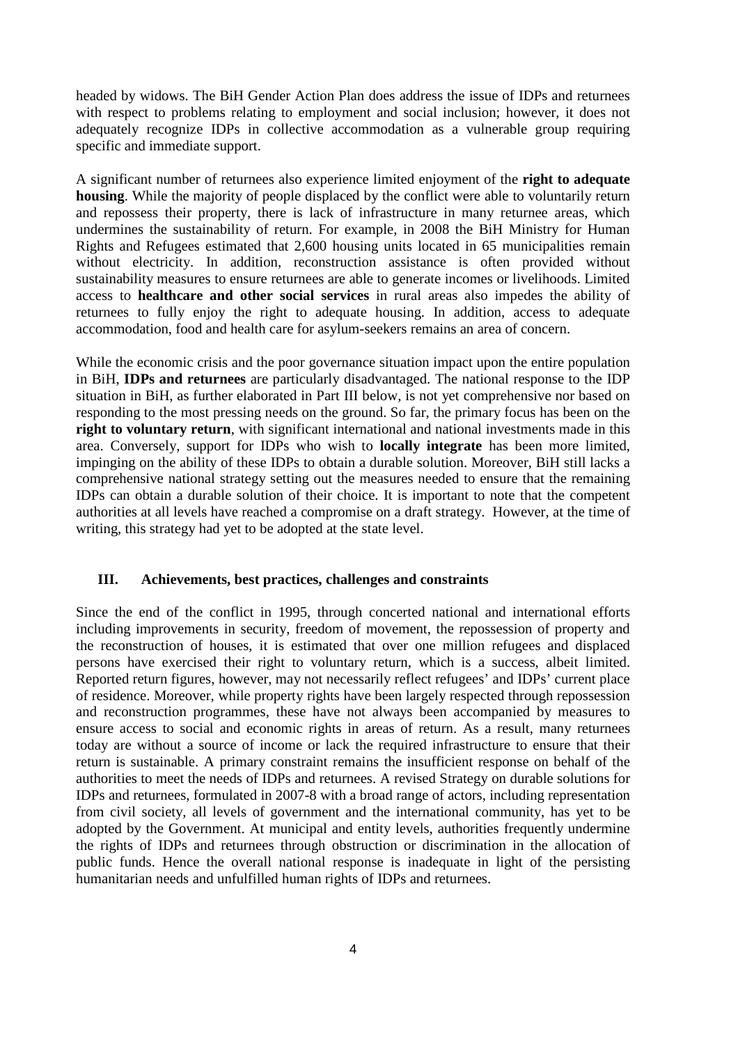headed by widows. The BiH Gender Action Plan does address the issue of IDPs and returnees with respect to problems relating to employment and social inclusion; however, it does not adequately recognize IDPs in collective accommodation as a vulnerable group requiring specific and immediate support.

A significant number of returnees also experience limited enjoyment of the **right to adequate housing**. While the majority of people displaced by the conflict were able to voluntarily return and repossess their property, there is lack of infrastructure in many returnee areas, which undermines the sustainability of return. For example, in 2008 the BiH Ministry for Human Rights and Refugees estimated that 2,600 housing units located in 65 municipalities remain without electricity. In addition, reconstruction assistance is often provided without sustainability measures to ensure returnees are able to generate incomes or livelihoods. Limited access to **healthcare and other social services** in rural areas also impedes the ability of returnees to fully enjoy the right to adequate housing. In addition, access to adequate accommodation, food and health care for asylum-seekers remains an area of concern.

While the economic crisis and the poor governance situation impact upon the entire population in BiH, **IDPs and returnees** are particularly disadvantaged. The national response to the IDP situation in BiH, as further elaborated in Part III below, is not yet comprehensive nor based on responding to the most pressing needs on the ground. So far, the primary focus has been on the **right to voluntary return**, with significant international and national investments made in this area. Conversely, support for IDPs who wish to **locally integrate** has been more limited, impinging on the ability of these IDPs to obtain a durable solution. Moreover, BiH still lacks a comprehensive national strategy setting out the measures needed to ensure that the remaining IDPs can obtain a durable solution of their choice. It is important to note that the competent authorities at all levels have reached a compromise on a draft strategy. However, at the time of writing, this strategy had yet to be adopted at the state level.

## III. Achievements, best practices, challenges and constraints

Since the end of the conflict in 1995, through concerted national and international efforts including improvements in security, freedom of movement, the repossession of property and the reconstruction of houses, it is estimated that over one million refugees and displaced persons have exercised their right to voluntary return, which is a success, albeit limited. Reported return figures, however, may not necessarily reflect refugees' and IDPs' current place of residence. Moreover, while property rights have been largely respected through repossession and reconstruction programmes, these have not always been accompanied by measures to ensure access to social and economic rights in areas of return. As a result, many returnees today are without a source of income or lack the required infrastructure to ensure that their return is sustainable. A primary constraint remains the insufficient response on behalf of the authorities to meet the needs of IDPs and returnees. A revised Strategy on durable solutions for IDPs and returnees, formulated in 2007-8 with a broad range of actors, including representation from civil society, all levels of government and the international community, has yet to be adopted by the Government. At municipal and entity levels, authorities frequently undermine the rights of IDPs and returnees through obstruction or discrimination in the allocation of public funds. Hence the overall national response is inadequate in light of the persisting humanitarian needs and unfulfilled human rights of IDPs and returnees.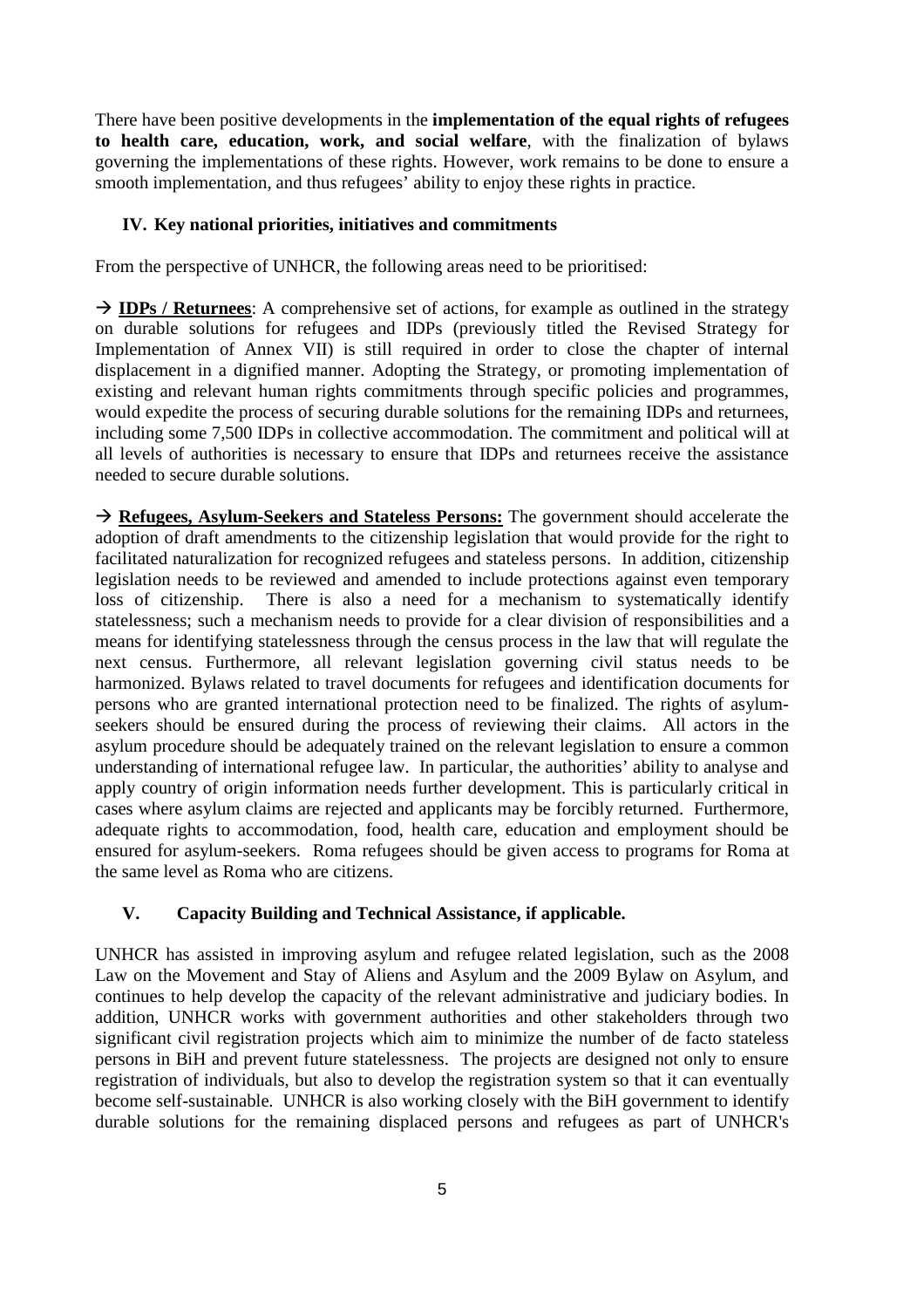There have been positive developments in the **implementation of the equal rights of refugees to health care, education, work, and social welfare**, with the finalization of bylaws governing the implementations of these rights. However, work remains to be done to ensure a smooth implementation, and thus refugees' ability to enjoy these rights in practice.

## IV. Key national priorities, initiatives and commitments

From the perspective of UNHCR, the following areas need to be prioritised:

→ **IDPs / Returnees**: A comprehensive set of actions, for example as outlined in the strategy on durable solutions for refugees and IDPs (previously titled the Revised Strategy for Implementation of Annex VII) is still required in order to close the chapter of internal displacement in a dignified manner. Adopting the Strategy, or promoting implementation of existing and relevant human rights commitments through specific policies and programmes, would expedite the process of securing durable solutions for the remaining IDPs and returnees, including some 7,500 IDPs in collective accommodation. The commitment and political will at all levels of authorities is necessary to ensure that IDPs and returnees receive the assistance needed to secure durable solutions.

→ **Refugees, Asylum-Seekers and Stateless Persons:** The government should accelerate the adoption of draft amendments to the citizenship legislation that would provide for the right to facilitated naturalization for recognized refugees and stateless persons. In addition, citizenship legislation needs to be reviewed and amended to include protections against even temporary loss of citizenship. There is also a need for a mechanism to systematically identify statelessness; such a mechanism needs to provide for a clear division of responsibilities and a means for identifying statelessness through the census process in the law that will regulate the next census. Furthermore, all relevant legislation governing civil status needs to be harmonized. Bylaws related to travel documents for refugees and identification documents for persons who are granted international protection need to be finalized. The rights of asylum-seekers should be ensured during the process of reviewing their claims. All actors in the asylum procedure should be adequately trained on the relevant legislation to ensure a common understanding of international refugee law. In particular, the authorities' ability to analyse and apply country of origin information needs further development. This is particularly critical in cases where asylum claims are rejected and applicants may be forcibly returned. Furthermore, adequate rights to accommodation, food, health care, education and employment should be ensured for asylum-seekers. Roma refugees should be given access to programs for Roma at the same level as Roma who are citizens.

## V. Capacity Building and Technical Assistance, if applicable.

UNHCR has assisted in improving asylum and refugee related legislation, such as the 2008 Law on the Movement and Stay of Aliens and Asylum and the 2009 Bylaw on Asylum, and continues to help develop the capacity of the relevant administrative and judiciary bodies. In addition, UNHCR works with government authorities and other stakeholders through two significant civil registration projects which aim to minimize the number of de facto stateless persons in BiH and prevent future statelessness. The projects are designed not only to ensure registration of individuals, but also to develop the registration system so that it can eventually become self-sustainable. UNHCR is also working closely with the BiH government to identify durable solutions for the remaining displaced persons and refugees as part of UNHCR's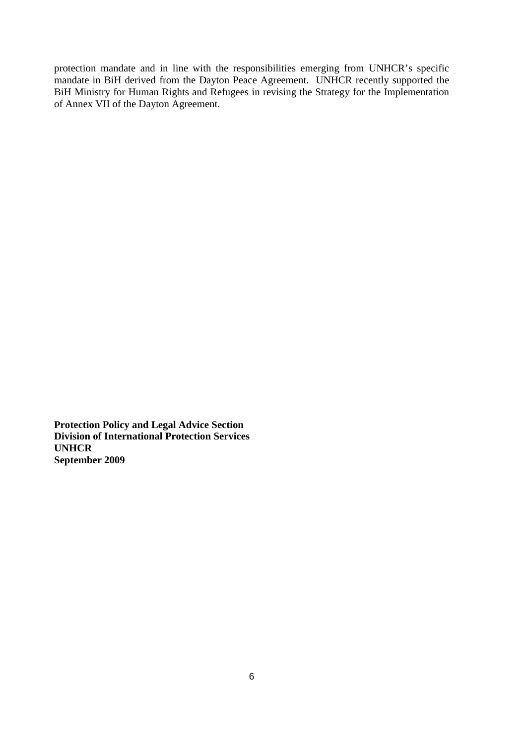protection mandate and in line with the responsibilities emerging from UNHCR's specific mandate in BiH derived from the Dayton Peace Agreement. UNHCR recently supported the BiH Ministry for Human Rights and Refugees in revising the Strategy for the Implementation of Annex VII of the Dayton Agreement.

**Protection Policy and Legal Advice Section**
**Division of International Protection Services**
**UNHCR**
**September 2009**